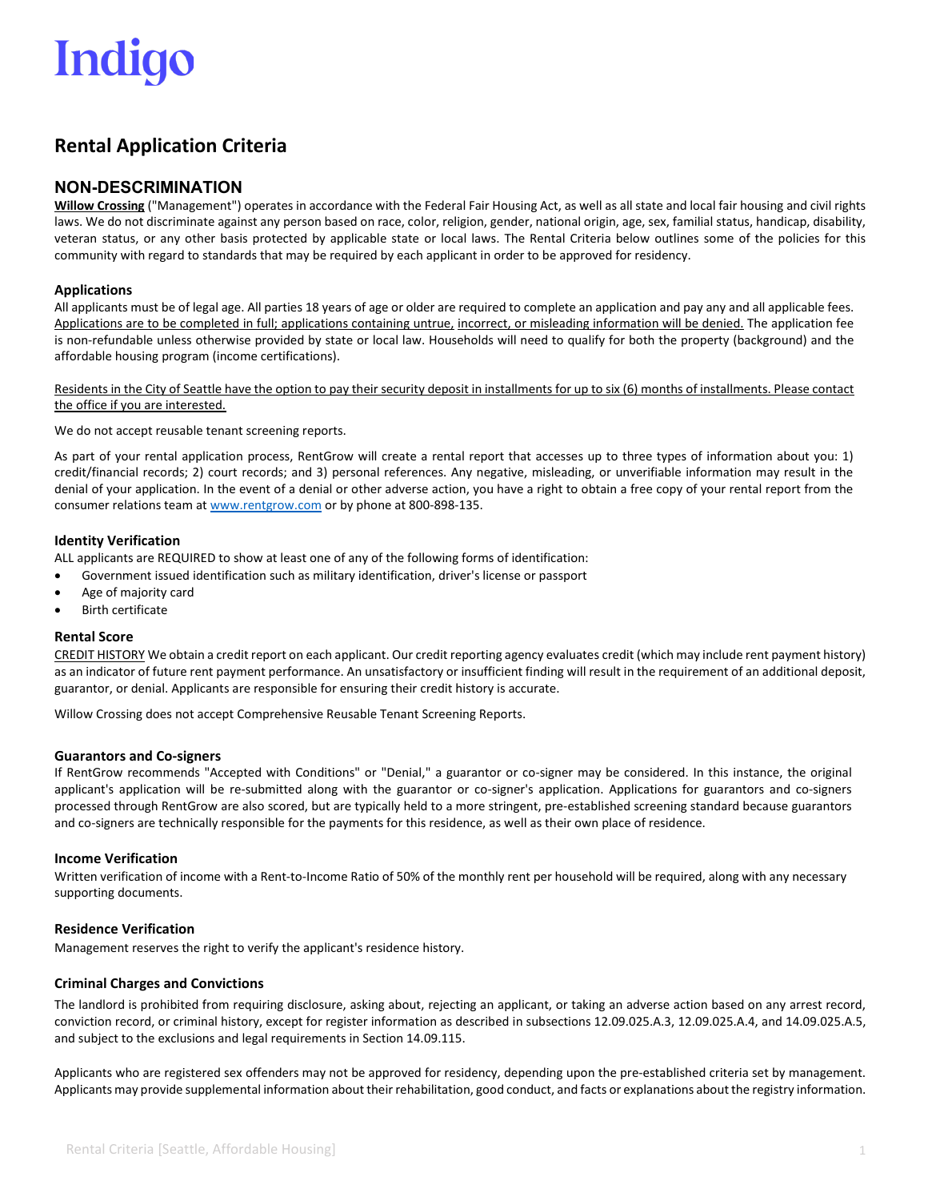Indigo

# Rental Application Criteria

## NON-DESCRIMINATION

**Willow Crossing** ("Management") operates in accordance with the Federal Fair Housing Act, as well as all state and local fair housing and civil rights laws. We do not discriminate against any person based on race, color, religion, gender, national origin, age, sex, familial status, handicap, disability, veteran status, or any other basis protected by applicable state or local laws. The Rental Criteria below outlines some of the policies for this community with regard to standards that may be required by each applicant in order to be approved for residency.

### Applications

All applicants must be of legal age. All parties 18 years of age or older are required to complete an application and pay any and all applicable fees. Applications are to be completed in full; applications containing untrue, incorrect, or misleading information will be denied. The application fee is non-refundable unless otherwise provided by state or local law. Households will need to qualify for both the property (background) and the affordable housing program (income certifications).

Residents in the City of Seattle have the option to pay their security deposit in installments for up to six (6) months of installments. Please contact the office if you are interested.

We do not accept reusable tenant screening reports.

As part of your rental application process, RentGrow will create a rental report that accesses up to three types of information about you: 1) credit/financial records; 2) court records; and 3) personal references. Any negative, misleading, or unverifiable information may result in the denial of your application. In the event of a denial or other adverse action, you have a right to obtain a free copy of your rental report from the consumer relations team at www.rentgrow.com or by phone at 800-898-135.

### Identity Verification

ALL applicants are REQUIRED to show at least one of any of the following forms of identification:

- Government issued identification such as military identification, driver's license or passport
- Age of majority card
- Birth certificate

### Rental Score

CREDIT HISTORY We obtain a credit report on each applicant. Our credit reporting agency evaluates credit (which may include rent payment history) as an indicator of future rent payment performance. An unsatisfactory or insufficient finding will result in the requirement of an additional deposit, guarantor, or denial. Applicants are responsible for ensuring their credit history is accurate.

Willow Crossing does not accept Comprehensive Reusable Tenant Screening Reports.

### Guarantors and Co-signers

If RentGrow recommends "Accepted with Conditions" or "Denial," a guarantor or co-signer may be considered. In this instance, the original applicant's application will be re-submitted along with the guarantor or co-signer's application. Applications for guarantors and co-signers processed through RentGrow are also scored, but are typically held to a more stringent, pre-established screening standard because guarantors and co-signers are technically responsible for the payments for this residence, as well as their own place of residence.

### Income Verification

Written verification of income with a Rent-to-Income Ratio of 50% of the monthly rent per household will be required, along with any necessary supporting documents.

### Residence Verification

Management reserves the right to verify the applicant's residence history.

### Criminal Charges and Convictions

The landlord is prohibited from requiring disclosure, asking about, rejecting an applicant, or taking an adverse action based on any arrest record, conviction record, or criminal history, except for register information as described in subsections 12.09.025.A.3, 12.09.025.A.4, and 14.09.025.A.5, and subject to the exclusions and legal requirements in Section 14.09.115.

Applicants who are registered sex offenders may not be approved for residency, depending upon the pre-established criteria set by management. Applicants may provide supplemental information about their rehabilitation, good conduct, and facts or explanations about the registry information.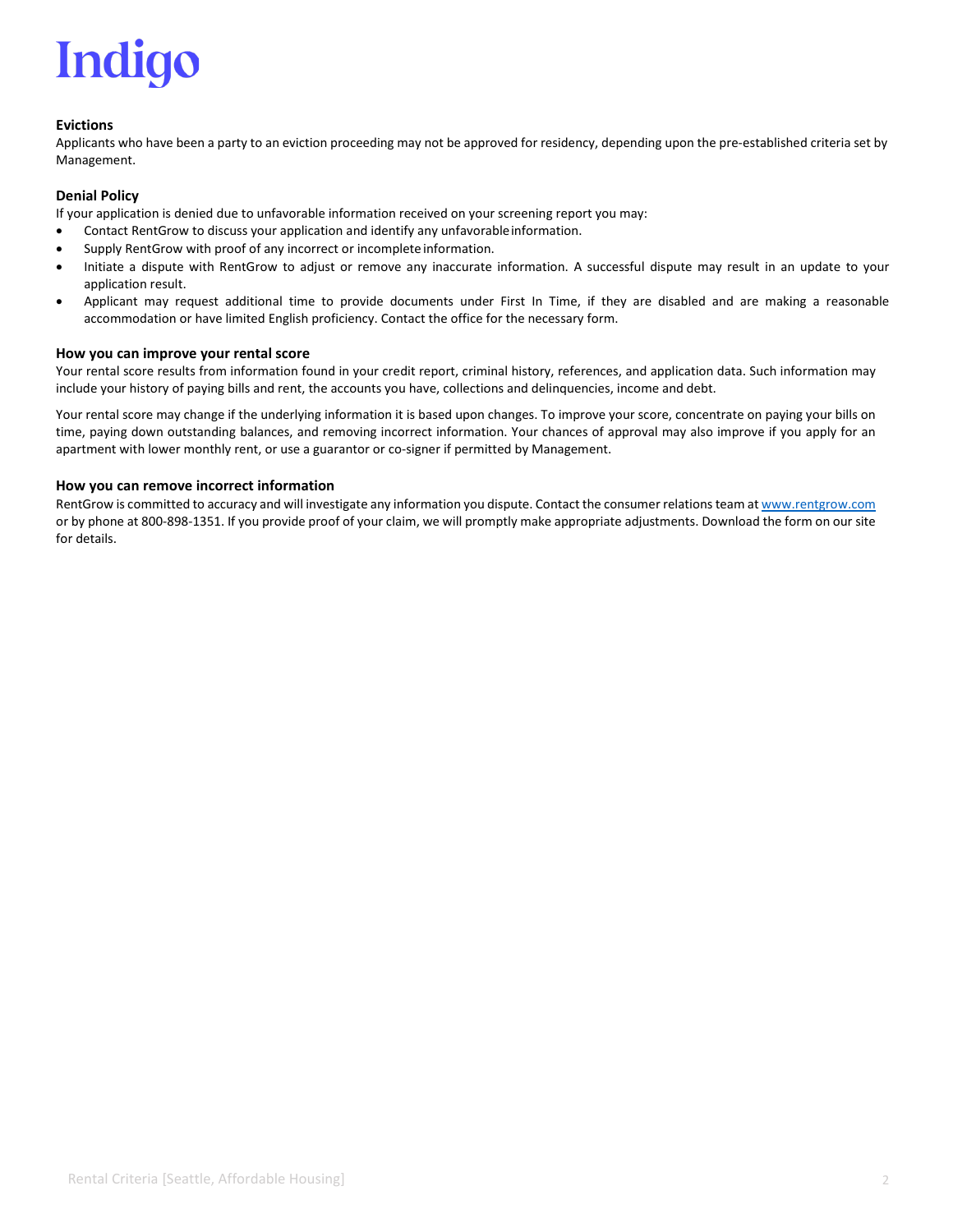Indigo

**Evictions**

Applicants who have been a party to an eviction proceeding may not be approved for residency, depending upon the pre-established criteria set by Management.

**Denial Policy**

If your application is denied due to unfavorable information received on your screening report you may:

- Contact RentGrow to discuss your application and identify any unfavorable information.
- Supply RentGrow with proof of any incorrect or incomplete information.
- Initiate a dispute with RentGrow to adjust or remove any inaccurate information. A successful dispute may result in an update to your application result.
- Applicant may request additional time to provide documents under First In Time, if they are disabled and are making a reasonable accommodation or have limited English proficiency. Contact the office for the necessary form.

**How you can improve your rental score**

Your rental score results from information found in your credit report, criminal history, references, and application data. Such information may include your history of paying bills and rent, the accounts you have, collections and delinquencies, income and debt.

Your rental score may change if the underlying information it is based upon changes. To improve your score, concentrate on paying your bills on time, paying down outstanding balances, and removing incorrect information. Your chances of approval may also improve if you apply for an apartment with lower monthly rent, or use a guarantor or co-signer if permitted by Management.

**How you can remove incorrect information**

RentGrow is committed to accuracy and will investigate any information you dispute. Contact the consumer relations team at www.rentgrow.com or by phone at 800-898-1351. If you provide proof of your claim, we will promptly make appropriate adjustments. Download the form on our site for details.